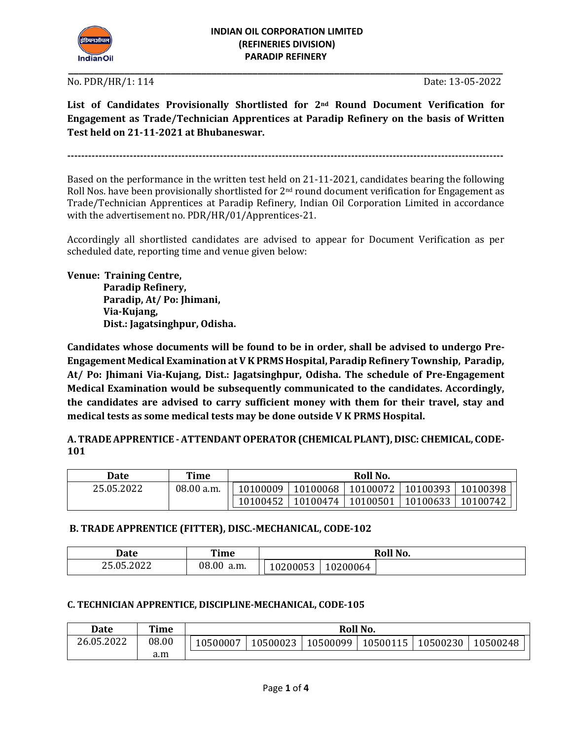# INDIAN OIL CORPORATION LIMITED
## (REFINERIES DIVISION)
## PARADIP REFINERY

No. PDR/HR/1: 114 Date: 13-05-2022

**List of Candidates Provisionally Shortlisted for 2nd Round Document Verification for Engagement as Trade/Technician Apprentices at Paradip Refinery on the basis of Written Test held on 21-11-2021 at Bhubaneswar.**

---

Based on the performance in the written test held on 21-11-2021, candidates bearing the following Roll Nos. have been provisionally shortlisted for 2nd round document verification for Engagement as Trade/Technician Apprentices at Paradip Refinery, Indian Oil Corporation Limited in accordance with the advertisement no. PDR/HR/01/Apprentices-21.

Accordingly all shortlisted candidates are advised to appear for Document Verification as per scheduled date, reporting time and venue given below:

**Venue: Training Centre,**
**Paradip Refinery,**
**Paradip, At/ Po: Jhimani,**
**Via-Kujang,**
**Dist.: Jagatsinghpur, Odisha.**

**Candidates whose documents will be found to be in order, shall be advised to undergo Pre-Engagement Medical Examination at V K PRMS Hospital, Paradip Refinery Township, Paradip, At/ Po: Jhimani Via-Kujang, Dist.: Jagatsinghpur, Odisha. The schedule of Pre-Engagement Medical Examination would be subsequently communicated to the candidates. Accordingly, the candidates are advised to carry sufficient money with them for their travel, stay and medical tests as some medical tests may be done outside V K PRMS Hospital.**

### A. TRADE APPRENTICE - ATTENDANT OPERATOR (CHEMICAL PLANT), DISC: CHEMICAL, CODE-101

| Date | Time | Roll No. | | | | |
|---|---|---|---|---|---|---|
| 25.05.2022 | 08.00 a.m. | 10100009 | 10100068 | 10100072 | 10100393 | 10100398 |
| | | 10100452 | 10100474 | 10100501 | 10100633 | 10100742 |

### B. TRADE APPRENTICE (FITTER), DISC.-MECHANICAL, CODE-102

| Date | Time | Roll No. | |
|---|---|---|---|
| 25.05.2022 | 08.00 a.m. | 10200053 | 10200064 |

### C. TECHNICIAN APPRENTICE, DISCIPLINE-MECHANICAL, CODE-105

| Date | Time | Roll No. | | | | | |
|---|---|---|---|---|---|---|---|
| 26.05.2022 | 08.00 a.m | 10500007 | 10500023 | 10500099 | 10500115 | 10500230 | 10500248 |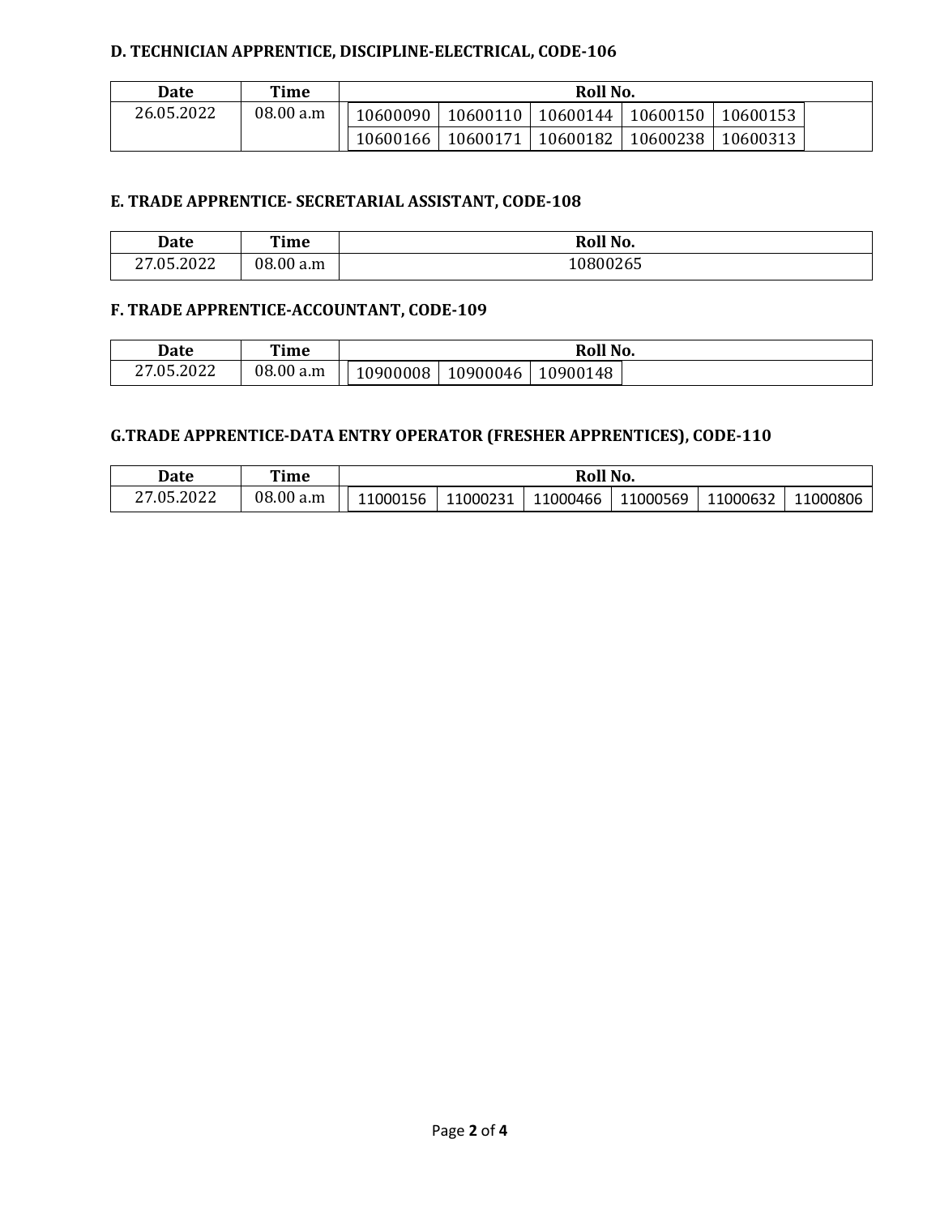#### D. TECHNICIAN APPRENTICE, DISCIPLINE-ELECTRICAL, CODE-106

| Date | Time | Roll No. | | | | |
|---|---|---|---|---|---|---|
| 26.05.2022 | 08.00 a.m | 10600090 | 10600110 | 10600144 | 10600150 | 10600153 |
| | | 10600166 | 10600171 | 10600182 | 10600238 | 10600313 |

#### E. TRADE APPRENTICE- SECRETARIAL ASSISTANT, CODE-108

| Date | Time | Roll No. |
|---|---|---|
| 27.05.2022 | 08.00 a.m | 10800265 |

#### F. TRADE APPRENTICE-ACCOUNTANT, CODE-109

| Date | Time | Roll No. | | |
|---|---|---|---|---|
| 27.05.2022 | 08.00 a.m | 10900008 | 10900046 | 10900148 |

#### G.TRADE APPRENTICE-DATA ENTRY OPERATOR (FRESHER APPRENTICES), CODE-110

| Date | Time | Roll No. | | | | | |
|---|---|---|---|---|---|---|---|
| 27.05.2022 | 08.00 a.m | 11000156 | 11000231 | 11000466 | 11000569 | 11000632 | 11000806 |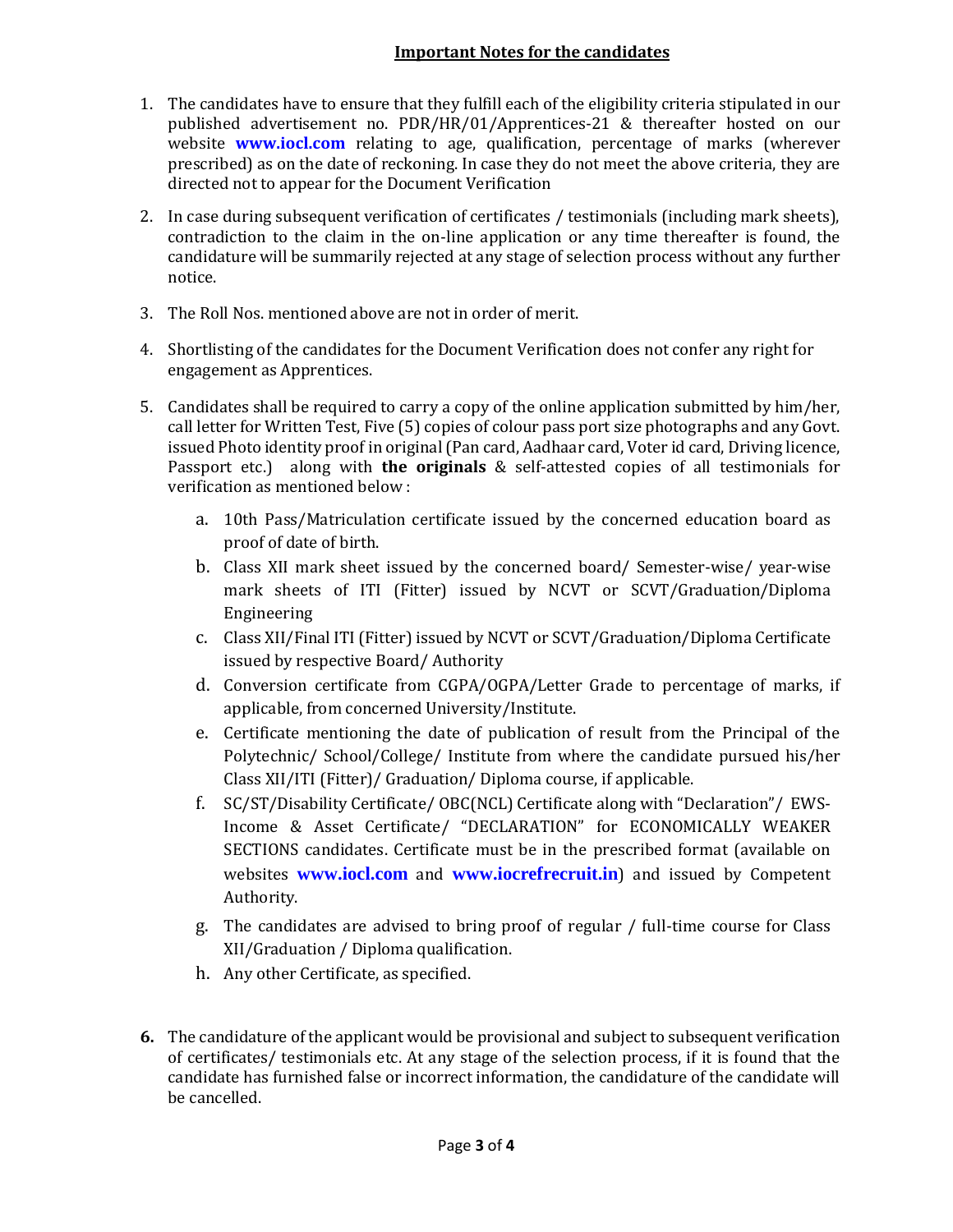## Important Notes for the candidates

1. The candidates have to ensure that they fulfill each of the eligibility criteria stipulated in our published advertisement no. PDR/HR/01/Apprentices-21 & thereafter hosted on our website **www.iocl.com** relating to age, qualification, percentage of marks (wherever prescribed) as on the date of reckoning. In case they do not meet the above criteria, they are directed not to appear for the Document Verification

2. In case during subsequent verification of certificates / testimonials (including mark sheets), contradiction to the claim in the on-line application or any time thereafter is found, the candidature will be summarily rejected at any stage of selection process without any further notice.

3. The Roll Nos. mentioned above are not in order of merit.

4. Shortlisting of the candidates for the Document Verification does not confer any right for engagement as Apprentices.

5. Candidates shall be required to carry a copy of the online application submitted by him/her, call letter for Written Test, Five (5) copies of colour pass port size photographs and any Govt. issued Photo identity proof in original (Pan card, Aadhaar card, Voter id card, Driving licence, Passport etc.) along with **the originals** & self-attested copies of all testimonials for verification as mentioned below :
   a. 10th Pass/Matriculation certificate issued by the concerned education board as proof of date of birth.
   b. Class XII mark sheet issued by the concerned board/ Semester-wise/ year-wise mark sheets of ITI (Fitter) issued by NCVT or SCVT/Graduation/Diploma Engineering
   c. Class XII/Final ITI (Fitter) issued by NCVT or SCVT/Graduation/Diploma Certificate issued by respective Board/ Authority
   d. Conversion certificate from CGPA/OGPA/Letter Grade to percentage of marks, if applicable, from concerned University/Institute.
   e. Certificate mentioning the date of publication of result from the Principal of the Polytechnic/ School/College/ Institute from where the candidate pursued his/her Class XII/ITI (Fitter)/ Graduation/ Diploma course, if applicable.
   f. SC/ST/Disability Certificate/ OBC(NCL) Certificate along with "Declaration"/ EWS-Income & Asset Certificate/ "DECLARATION" for ECONOMICALLY WEAKER SECTIONS candidates. Certificate must be in the prescribed format (available on websites **www.iocl.com** and **www.iocrefrecruit.in**) and issued by Competent Authority.
   g. The candidates are advised to bring proof of regular / full-time course for Class XII/Graduation / Diploma qualification.
   h. Any other Certificate, as specified.

6. The candidature of the applicant would be provisional and subject to subsequent verification of certificates/ testimonials etc. At any stage of the selection process, if it is found that the candidate has furnished false or incorrect information, the candidature of the candidate will be cancelled.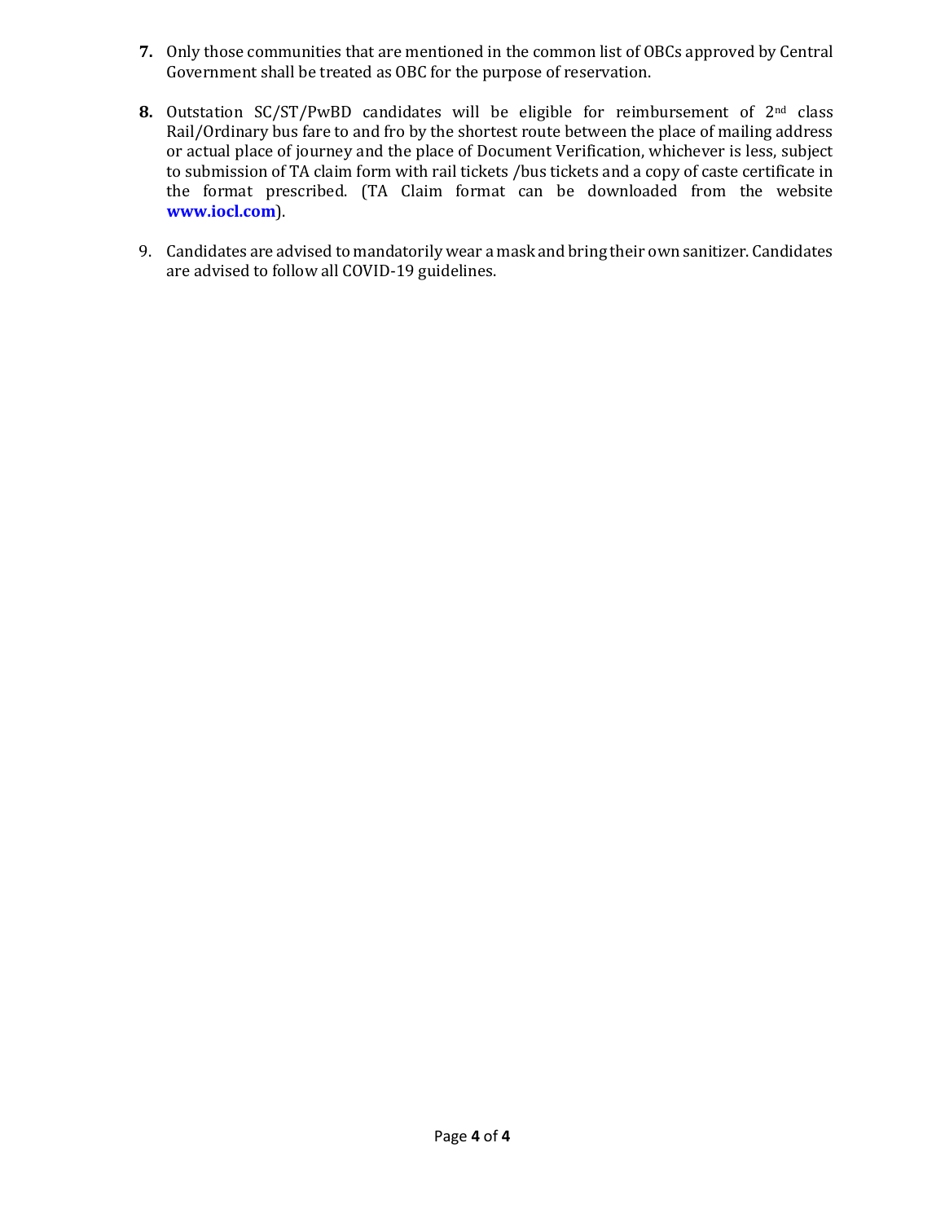**7.** Only those communities that are mentioned in the common list of OBCs approved by Central Government shall be treated as OBC for the purpose of reservation.

**8.** Outstation SC/ST/PwBD candidates will be eligible for reimbursement of 2nd class Rail/Ordinary bus fare to and fro by the shortest route between the place of mailing address or actual place of journey and the place of Document Verification, whichever is less, subject to submission of TA claim form with rail tickets /bus tickets and a copy of caste certificate in the format prescribed. (TA Claim format can be downloaded from the website **www.iocl.com**).

9. Candidates are advised to mandatorily wear a mask and bring their own sanitizer. Candidates are advised to follow all COVID-19 guidelines.